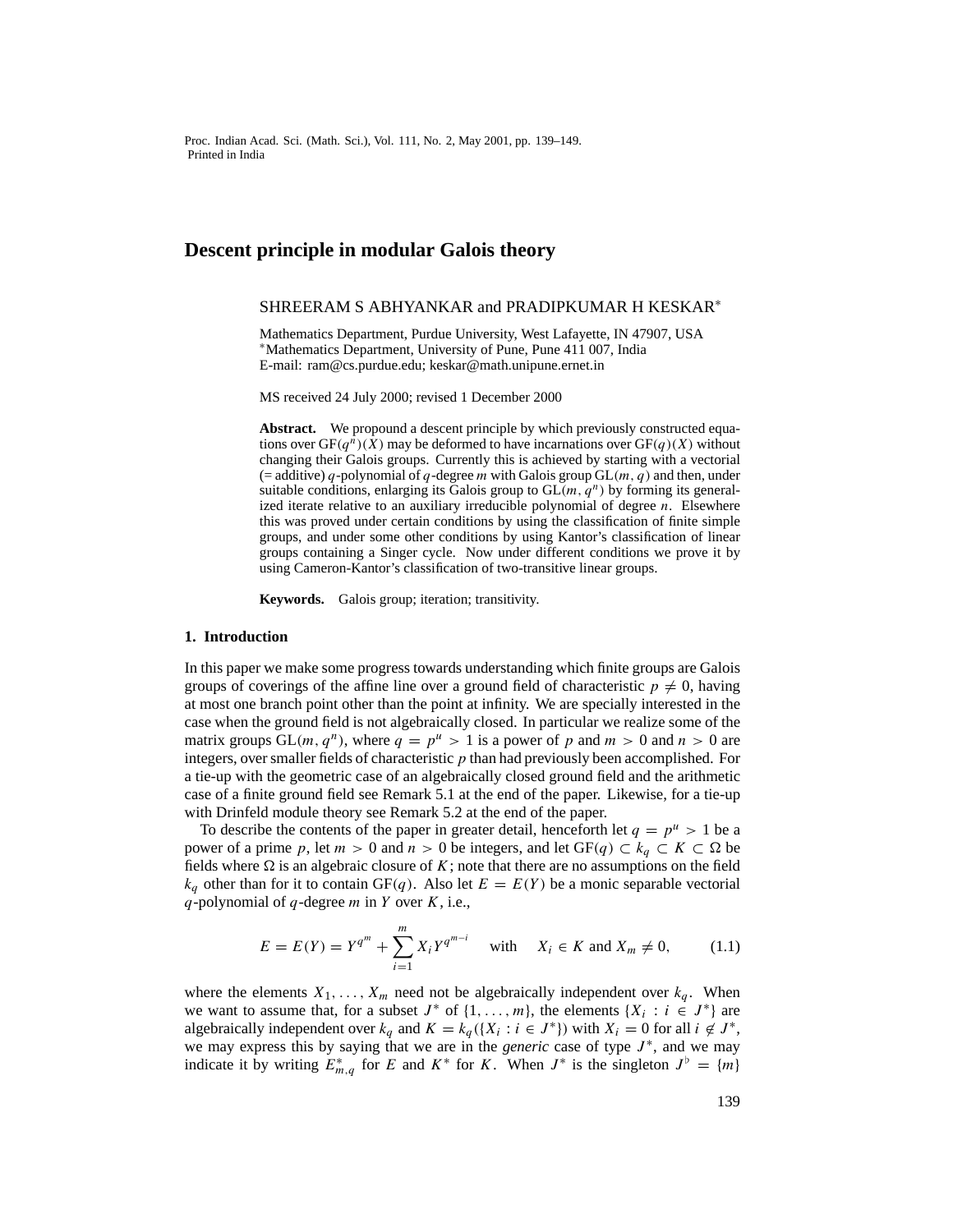# Descent principle in modular Galois theory

SHREERAM S ABHYANKAR and PRADIPKUMAR H KESKAR*

Mathematics Department, Purdue University, West Lafayette, IN 47907, USA
*Mathematics Department, University of Pune, Pune 411 007, India
E-mail: ram@cs.purdue.edu; keskar@math.unipune.ernet.in

MS received 24 July 2000; revised 1 December 2000

**Abstract.** We propound a descent principle by which previously constructed equations over $\mathrm{GF}(q^n)(X)$ may be deformed to have incarnations over $\mathrm{GF}(q)(X)$ without changing their Galois groups. Currently this is achieved by starting with a vectorial (= additive) $q$-polynomial of $q$-degree $m$ with Galois group $\mathrm{GL}(m, q)$ and then, under suitable conditions, enlarging its Galois group to $\mathrm{GL}(m, q^n)$ by forming its generalized iterate relative to an auxiliary irreducible polynomial of degree $n$. Elsewhere this was proved under certain conditions by using the classification of finite simple groups, and under some other conditions by using Kantor's classification of linear groups containing a Singer cycle. Now under different conditions we prove it by using Cameron-Kantor's classification of two-transitive linear groups.

**Keywords.** Galois group; iteration; transitivity.

## 1. Introduction

In this paper we make some progress towards understanding which finite groups are Galois groups of coverings of the affine line over a ground field of characteristic $p \neq 0$, having at most one branch point other than the point at infinity. We are specially interested in the case when the ground field is not algebraically closed. In particular we realize some of the matrix groups $\mathrm{GL}(m, q^n)$, where $q = p^u > 1$ is a power of $p$ and $m > 0$ and $n > 0$ are integers, over smaller fields of characteristic $p$ than had previously been accomplished. For a tie-up with the geometric case of an algebraically closed ground field and the arithmetic case of a finite ground field see Remark 5.1 at the end of the paper. Likewise, for a tie-up with Drinfeld module theory see Remark 5.2 at the end of the paper.

To describe the contents of the paper in greater detail, henceforth let $q = p^u > 1$ be a power of a prime $p$, let $m > 0$ and $n > 0$ be integers, and let $\mathrm{GF}(q) \subset k_q \subset K \subset \Omega$ be fields where $\Omega$ is an algebraic closure of $K$; note that there are no assumptions on the field $k_q$ other than for it to contain $\mathrm{GF}(q)$. Also let $E = E(Y)$ be a monic separable vectorial $q$-polynomial of $q$-degree $m$ in $Y$ over $K$, i.e.,

$$E = E(Y) = Y^{q^m} + \sum_{i=1}^{m} X_i Y^{q^{m-i}} \quad \text{with} \quad X_i \in K \text{ and } X_m \neq 0, \tag{1.1}$$

where the elements $X_1, \ldots, X_m$ need not be algebraically independent over $k_q$. When we want to assume that, for a subset $J^*$ of $\{1, \ldots, m\}$, the elements $\{X_i : i \in J^*\}$ are algebraically independent over $k_q$ and $K = k_q(\{X_i : i \in J^*\})$ with $X_i = 0$ for all $i \notin J^*$, we may express this by saying that we are in the *generic* case of type $J^*$, and we may indicate it by writing $E^*_{m,q}$ for $E$ and $K^*$ for $K$. When $J^*$ is the singleton $J^\flat = \{m\}$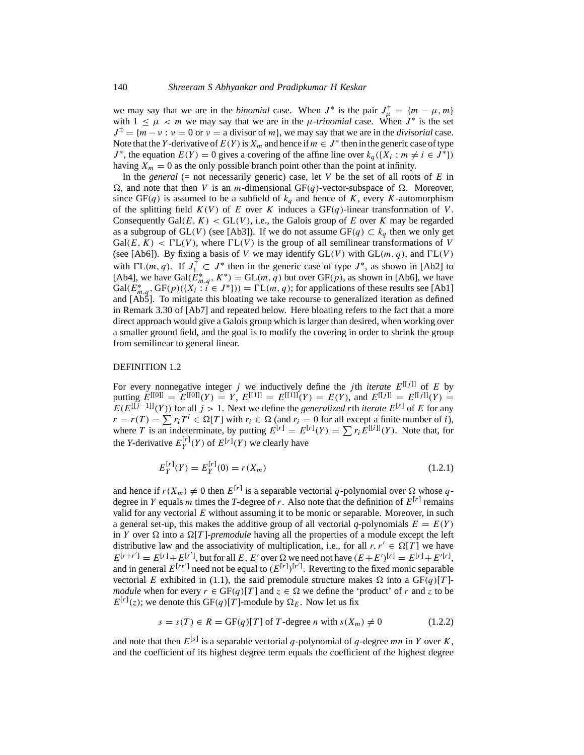we may say that we are in the *binomial* case. When $J^*$ is the pair $J^\dagger_\mu = \{m-\mu, m\}$ with $1 \le \mu < m$ we may say that we are in the $\mu$-*trinomial* case. When $J^*$ is the set $J^\ddagger = \{m-\nu : \nu = 0 \text{ or } \nu = \text{a divisor of } m\}$, we may say that we are in the *divisorial* case. Note that the $Y$-derivative of $E(Y)$ is $X_m$ and hence if $m \in J^*$ then in the generic case of type $J^*$, the equation $E(Y) = 0$ gives a covering of the affine line over $k_q(\{X_i : m \ne i \in J^*\})$ having $X_m = 0$ as the only possible branch point other than the point at infinity.

In the *general* (= not necessarily generic) case, let $V$ be the set of all roots of $E$ in $\Omega$, and note that then $V$ is an $m$-dimensional $\mathrm{GF}(q)$-vector-subspace of $\Omega$. Moreover, since $\mathrm{GF}(q)$ is assumed to be a subfield of $k_q$ and hence of $K$, every $K$-automorphism of the splitting field $K(V)$ of $E$ over $K$ induces a $\mathrm{GF}(q)$-linear transformation of $V$. Consequently $\mathrm{Gal}(E, K) < \mathrm{GL}(V)$, i.e., the Galois group of $E$ over $K$ may be regarded as a subgroup of $\mathrm{GL}(V)$ (see [Ab3]). If we do not assume $\mathrm{GF}(q) \subset k_q$ then we only get $\mathrm{Gal}(E, K) < \Gamma\mathrm{L}(V)$, where $\Gamma\mathrm{L}(V)$ is the group of all semilinear transformations of $V$ (see [Ab6]). By fixing a basis of $V$ we may identify $\mathrm{GL}(V)$ with $\mathrm{GL}(m, q)$, and $\Gamma\mathrm{L}(V)$ with $\Gamma\mathrm{L}(m, q)$. If $J^\dagger_1 \subset J^*$ then in the generic case of type $J^*$, as shown in [Ab2] to [Ab4], we have $\mathrm{Gal}(E^*_{m,q}, K^*) = \mathrm{GL}(m, q)$ but over $\mathrm{GF}(p)$, as shown in [Ab6], we have $\mathrm{Gal}(E^*_{m,q}, \mathrm{GF}(p)(\{X_i : i \in J^*\})) = \Gamma\mathrm{L}(m, q)$; for applications of these results see [Ab1] and [Ab5]. To mitigate this bloating we take recourse to generalized iteration as defined in Remark 3.30 of [Ab7] and repeated below. Here bloating refers to the fact that a more direct approach would give a Galois group which is larger than desired, when working over a smaller ground field, and the goal is to modify the covering in order to shrink the group from semilinear to general linear.

DEFINITION 1.2

For every nonnegative integer $j$ we inductively define the $j$th *iterate* $E^{[[j]]}$ of $E$ by putting $E^{[[0]]} = E^{[[0]]}(Y) = Y$, $E^{[[1]]} = E^{[[1]]}(Y) = E(Y)$, and $E^{[[j]]} = E^{[[j]]}(Y) = E(E^{[[j-1]]}(Y))$ for all $j > 1$. Next we define the *generalized* $r$th *iterate* $E^{[r]}$ of $E$ for any $r = r(T) = \sum r_i T^i \in \Omega[T]$ with $r_i \in \Omega$ (and $r_i = 0$ for all except a finite number of $i$), where $T$ is an indeterminate, by putting $E^{[r]} = E^{[r]}(Y) = \sum r_i E^{[[i]]}(Y)$. Note that, for the $Y$-derivative $E^{[r]}_Y(Y)$ of $E^{[r]}(Y)$ we clearly have

$$E^{[r]}_Y(Y) = E^{[r]}_Y(0) = r(X_m) \tag{1.2.1}$$

and hence if $r(X_m) \ne 0$ then $E^{[r]}$ is a separable vectorial $q$-polynomial over $\Omega$ whose $q$-degree in $Y$ equals $m$ times the $T$-degree of $r$. Also note that the definition of $E^{[r]}$ remains valid for any vectorial $E$ without assuming it to be monic or separable. Moreover, in such a general set-up, this makes the additive group of all vectorial $q$-polynomials $E = E(Y)$ in $Y$ over $\Omega$ into a $\Omega[T]$-*premodule* having all the properties of a module except the left distributive law and the associativity of multiplication, i.e., for all $r, r' \in \Omega[T]$ we have $E^{[r+r']} = E^{[r]} + E^{[r']}$, but for all $E, E'$ over $\Omega$ we need not have $(E+E')^{[r]} = E^{[r]} + E'^{[r]}$, and in general $E^{[rr']}$ need not be equal to $(E^{[r]})^{[r']}$. Reverting to the fixed monic separable vectorial $E$ exhibited in (1.1), the said premodule structure makes $\Omega$ into a $\mathrm{GF}(q)[T]$-*module* when for every $r \in \mathrm{GF}(q)[T]$ and $z \in \Omega$ we define the 'product' of $r$ and $z$ to be $E^{[r]}(z)$; we denote this $\mathrm{GF}(q)[T]$-module by $\Omega_E$. Now let us fix

$$s = s(T) \in R = \mathrm{GF}(q)[T] \text{ of } T\text{-degree } n \text{ with } s(X_m) \ne 0 \tag{1.2.2}$$

and note that then $E^{[s]}$ is a separable vectorial $q$-polynomial of $q$-degree $mn$ in $Y$ over $K$, and the coefficient of its highest degree term equals the coefficient of the highest degree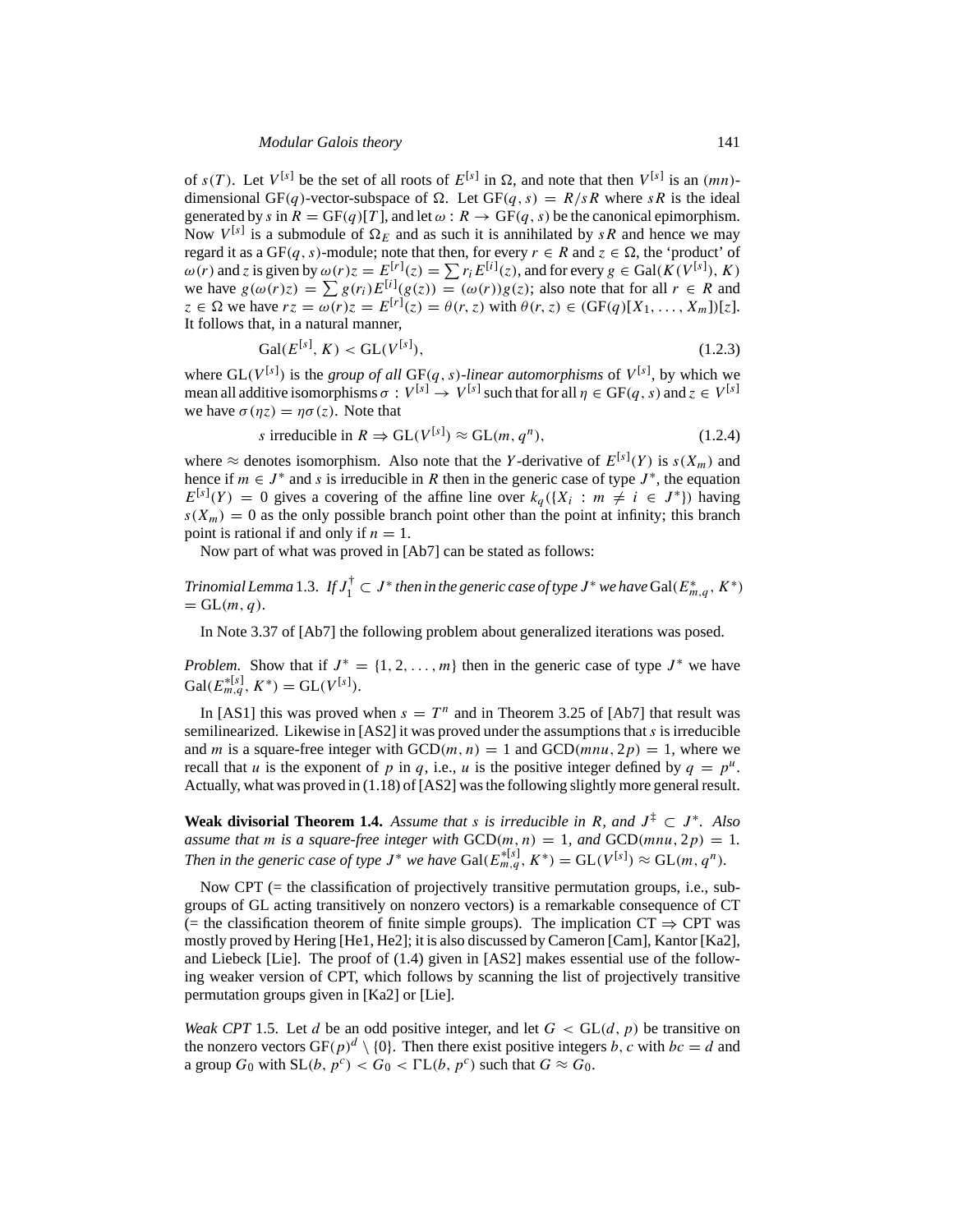of $s(T)$. Let $V^{[s]}$ be the set of all roots of $E^{[s]}$ in $\Omega$, and note that then $V^{[s]}$ is an $(mn)$-dimensional $\mathrm{GF}(q)$-vector-subspace of $\Omega$. Let $\mathrm{GF}(q,s) = R/sR$ where $sR$ is the ideal generated by $s$ in $R = \mathrm{GF}(q)[T]$, and let $\omega : R \to \mathrm{GF}(q,s)$ be the canonical epimorphism. Now $V^{[s]}$ is a submodule of $\Omega_E$ and as such it is annihilated by $sR$ and hence we may regard it as a $\mathrm{GF}(q,s)$-module; note that then, for every $r \in R$ and $z \in \Omega$, the 'product' of $\omega(r)$ and $z$ is given by $\omega(r)z = E^{[r]}(z) = \sum r_i E^{[i]}(z)$, and for every $g \in \mathrm{Gal}(K(V^{[s]}), K)$ we have $g(\omega(r)z) = \sum g(r_i)E^{[i]}(g(z)) = (\omega(r))g(z)$; also note that for all $r \in R$ and $z \in \Omega$ we have $rz = \omega(r)z = E^{[r]}(z) = \theta(r,z)$ with $\theta(r,z) \in (\mathrm{GF}(q)[X_1, \ldots, X_m])[z]$. It follows that, in a natural manner,

$$\mathrm{Gal}(E^{[s]}, K) < \mathrm{GL}(V^{[s]}), \tag{1.2.3}$$

where $\mathrm{GL}(V^{[s]})$ is the *group of all* $\mathrm{GF}(q,s)$*-linear automorphisms* of $V^{[s]}$, by which we mean all additive isomorphisms $\sigma : V^{[s]} \to V^{[s]}$ such that for all $\eta \in \mathrm{GF}(q,s)$ and $z \in V^{[s]}$ we have $\sigma(\eta z) = \eta\sigma(z)$. Note that

$$s \text{ irreducible in } R \Rightarrow \mathrm{GL}(V^{[s]}) \approx \mathrm{GL}(m, q^n), \tag{1.2.4}$$

where $\approx$ denotes isomorphism. Also note that the $Y$-derivative of $E^{[s]}(Y)$ is $s(X_m)$ and hence if $m \in J^*$ and $s$ is irreducible in $R$ then in the generic case of type $J^*$, the equation $E^{[s]}(Y) = 0$ gives a covering of the affine line over $k_q(\{X_i : m \neq i \in J^*\})$ having $s(X_m) = 0$ as the only possible branch point other than the point at infinity; this branch point is rational if and only if $n = 1$.

Now part of what was proved in [Ab7] can be stated as follows:

*Trinomial Lemma* 1.3. *If $J_1^\dagger \subset J^*$ then in the generic case of type $J^*$ we have* $\mathrm{Gal}(E^*_{m,q}, K^*) = \mathrm{GL}(m,q)$.

In Note 3.37 of [Ab7] the following problem about generalized iterations was posed.

*Problem.* Show that if $J^* = \{1, 2, \ldots, m\}$ then in the generic case of type $J^*$ we have $\mathrm{Gal}(E^{*[s]}_{m,q}, K^*) = \mathrm{GL}(V^{[s]})$.

In [AS1] this was proved when $s = T^n$ and in Theorem 3.25 of [Ab7] that result was semilinearized. Likewise in [AS2] it was proved under the assumptions that $s$ is irreducible and $m$ is a square-free integer with $\mathrm{GCD}(m,n) = 1$ and $\mathrm{GCD}(mnu, 2p) = 1$, where we recall that $u$ is the exponent of $p$ in $q$, i.e., $u$ is the positive integer defined by $q = p^u$. Actually, what was proved in (1.18) of [AS2] was the following slightly more general result.

**Weak divisorial Theorem 1.4.** *Assume that $s$ is irreducible in $R$, and $J^\ddagger \subset J^*$. Also assume that $m$ is a square-free integer with* $\mathrm{GCD}(m,n) = 1$, *and* $\mathrm{GCD}(mnu, 2p) = 1$. *Then in the generic case of type $J^*$ we have* $\mathrm{Gal}(E^{*[s]}_{m,q}, K^*) = \mathrm{GL}(V^{[s]}) \approx \mathrm{GL}(m, q^n)$.

Now CPT (= the classification of projectively transitive permutation groups, i.e., subgroups of GL acting transitively on nonzero vectors) is a remarkable consequence of CT (= the classification theorem of finite simple groups). The implication CT $\Rightarrow$ CPT was mostly proved by Hering [He1, He2]; it is also discussed by Cameron [Cam], Kantor [Ka2], and Liebeck [Lie]. The proof of (1.4) given in [AS2] makes essential use of the following weaker version of CPT, which follows by scanning the list of projectively transitive permutation groups given in [Ka2] or [Lie].

*Weak CPT* 1.5. Let $d$ be an odd positive integer, and let $G < \mathrm{GL}(d,p)$ be transitive on the nonzero vectors $\mathrm{GF}(p)^d \setminus \{0\}$. Then there exist positive integers $b, c$ with $bc = d$ and a group $G_0$ with $\mathrm{SL}(b, p^c) < G_0 < \Gamma\mathrm{L}(b, p^c)$ such that $G \approx G_0$.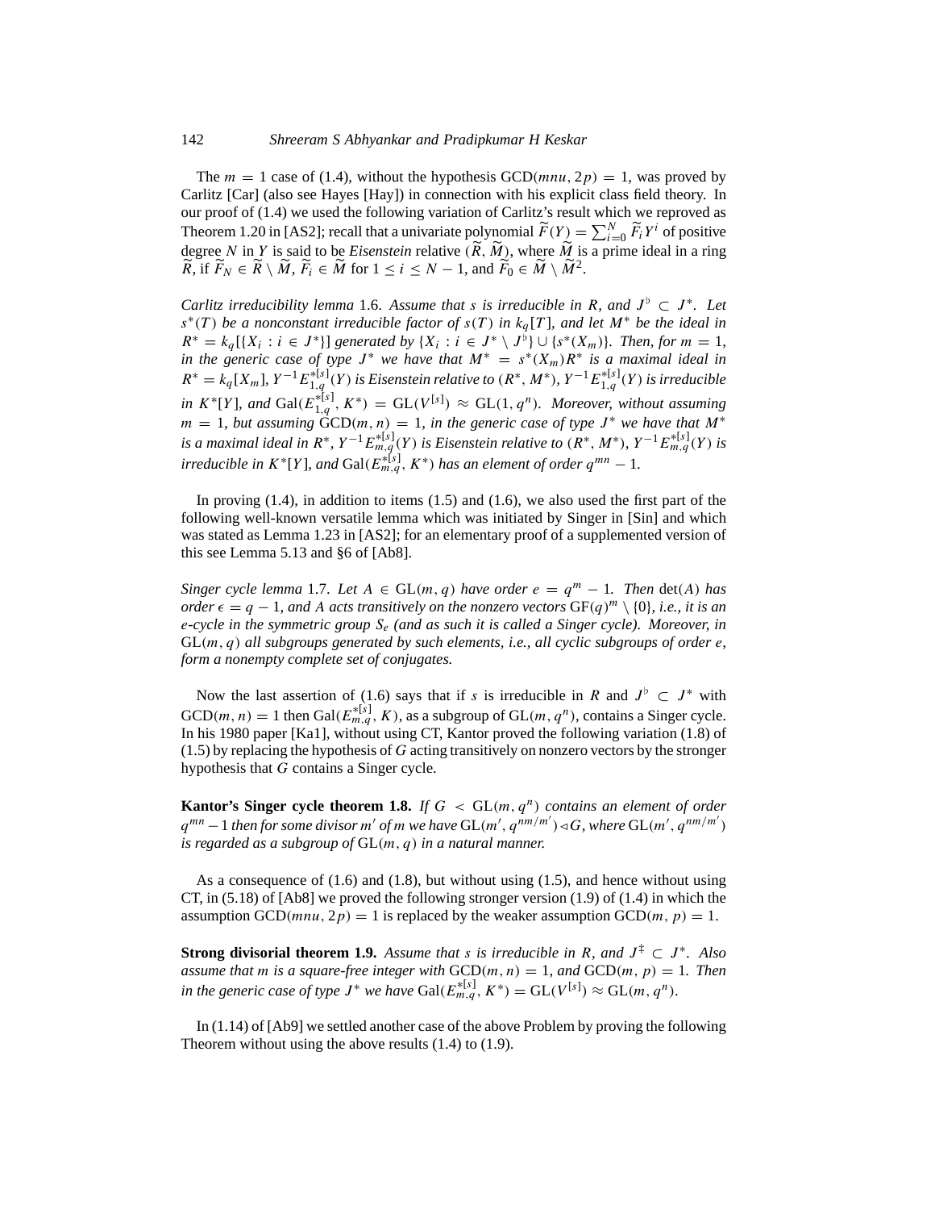The $m = 1$ case of (1.4), without the hypothesis $\mathrm{GCD}(mnu, 2p) = 1$, was proved by Carlitz [Car] (also see Hayes [Hay]) in connection with his explicit class field theory. In our proof of (1.4) we used the following variation of Carlitz's result which we reproved as Theorem 1.20 in [AS2]; recall that a univariate polynomial $\widetilde{F}(Y) = \sum_{i=0}^{N} \widetilde{F}_i Y^i$ of positive degree $N$ in $Y$ is said to be *Eisenstein* relative $(\widetilde{R}, \widetilde{M})$, where $\widetilde{M}$ is a prime ideal in a ring $\widetilde{R}$, if $\widetilde{F}_N \in \widetilde{R} \setminus \widetilde{M}$, $\widetilde{F}_i \in \widetilde{M}$ for $1 \le i \le N-1$, and $\widetilde{F}_0 \in \widetilde{M} \setminus \widetilde{M}^2$.

*Carlitz irreducibility lemma* 1.6. *Assume that $s$ is irreducible in $R$, and $J^\flat \subset J^*$. Let $s^*(T)$ be a nonconstant irreducible factor of $s(T)$ in $k_q[T]$, and let $M^*$ be the ideal in $R^* = k_q[\{X_i : i \in J^*\}]$ generated by $\{X_i : i \in J^* \setminus J^\flat\} \cup \{s^*(X_m)\}$. Then, for $m = 1$, in the generic case of type $J^*$ we have that $M^* = s^*(X_m)R^*$ is a maximal ideal in $R^* = k_q[X_m]$, $Y^{-1}E^{*[s]}_{1,q}(Y)$ is Eisenstein relative to $(R^*, M^*)$, $Y^{-1}E^{*[s]}_{1,q}(Y)$ is irreducible in $K^*[Y]$, and $\mathrm{Gal}(E^{*[s]}_{1,q}, K^*) = \mathrm{GL}(V^{[s]}) \approx \mathrm{GL}(1, q^n)$. Moreover, without assuming $m = 1$, but assuming $\mathrm{GCD}(m, n) = 1$, in the generic case of type $J^*$ we have that $M^*$ is a maximal ideal in $R^*$, $Y^{-1}E^{*[s]}_{m,q}(Y)$ is Eisenstein relative to $(R^*, M^*)$, $Y^{-1}E^{*[s]}_{m,q}(Y)$ is irreducible in $K^*[Y]$, and $\mathrm{Gal}(E^{*[s]}_{m,q}, K^*)$ has an element of order $q^{mn} - 1$.*

In proving (1.4), in addition to items (1.5) and (1.6), we also used the first part of the following well-known versatile lemma which was initiated by Singer in [Sin] and which was stated as Lemma 1.23 in [AS2]; for an elementary proof of a supplemented version of this see Lemma 5.13 and §6 of [Ab8].

*Singer cycle lemma* 1.7. *Let $A \in \mathrm{GL}(m, q)$ have order $e = q^m - 1$. Then $\det(A)$ has order $\epsilon = q - 1$, and $A$ acts transitively on the nonzero vectors $\mathrm{GF}(q)^m \setminus \{0\}$, i.e., it is an $e$-cycle in the symmetric group $S_e$ (and as such it is called a Singer cycle). Moreover, in $\mathrm{GL}(m, q)$ all subgroups generated by such elements, i.e., all cyclic subgroups of order $e$, form a nonempty complete set of conjugates.*

Now the last assertion of (1.6) says that if $s$ is irreducible in $R$ and $J^\flat \subset J^*$ with $\mathrm{GCD}(m, n) = 1$ then $\mathrm{Gal}(E^{*[s]}_{m,q}, K)$, as a subgroup of $\mathrm{GL}(m, q^n)$, contains a Singer cycle. In his 1980 paper [Ka1], without using CT, Kantor proved the following variation (1.8) of (1.5) by replacing the hypothesis of $G$ acting transitively on nonzero vectors by the stronger hypothesis that $G$ contains a Singer cycle.

**Kantor's Singer cycle theorem 1.8.** *If $G < \mathrm{GL}(m, q^n)$ contains an element of order $q^{mn} - 1$ then for some divisor $m'$ of $m$ we have $\mathrm{GL}(m', q^{nm/m'}) \lhd G$, where $\mathrm{GL}(m', q^{nm/m'})$ is regarded as a subgroup of $\mathrm{GL}(m, q)$ in a natural manner.*

As a consequence of (1.6) and (1.8), but without using (1.5), and hence without using CT, in (5.18) of [Ab8] we proved the following stronger version (1.9) of (1.4) in which the assumption $\mathrm{GCD}(mnu, 2p) = 1$ is replaced by the weaker assumption $\mathrm{GCD}(m, p) = 1$.

**Strong divisorial theorem 1.9.** *Assume that $s$ is irreducible in $R$, and $J^\ddagger \subset J^*$. Also assume that $m$ is a square-free integer with $\mathrm{GCD}(m, n) = 1$, and $\mathrm{GCD}(m, p) = 1$. Then in the generic case of type $J^*$ we have $\mathrm{Gal}(E^{*[s]}_{m,q}, K^*) = \mathrm{GL}(V^{[s]}) \approx \mathrm{GL}(m, q^n)$.*

In (1.14) of [Ab9] we settled another case of the above Problem by proving the following Theorem without using the above results (1.4) to (1.9).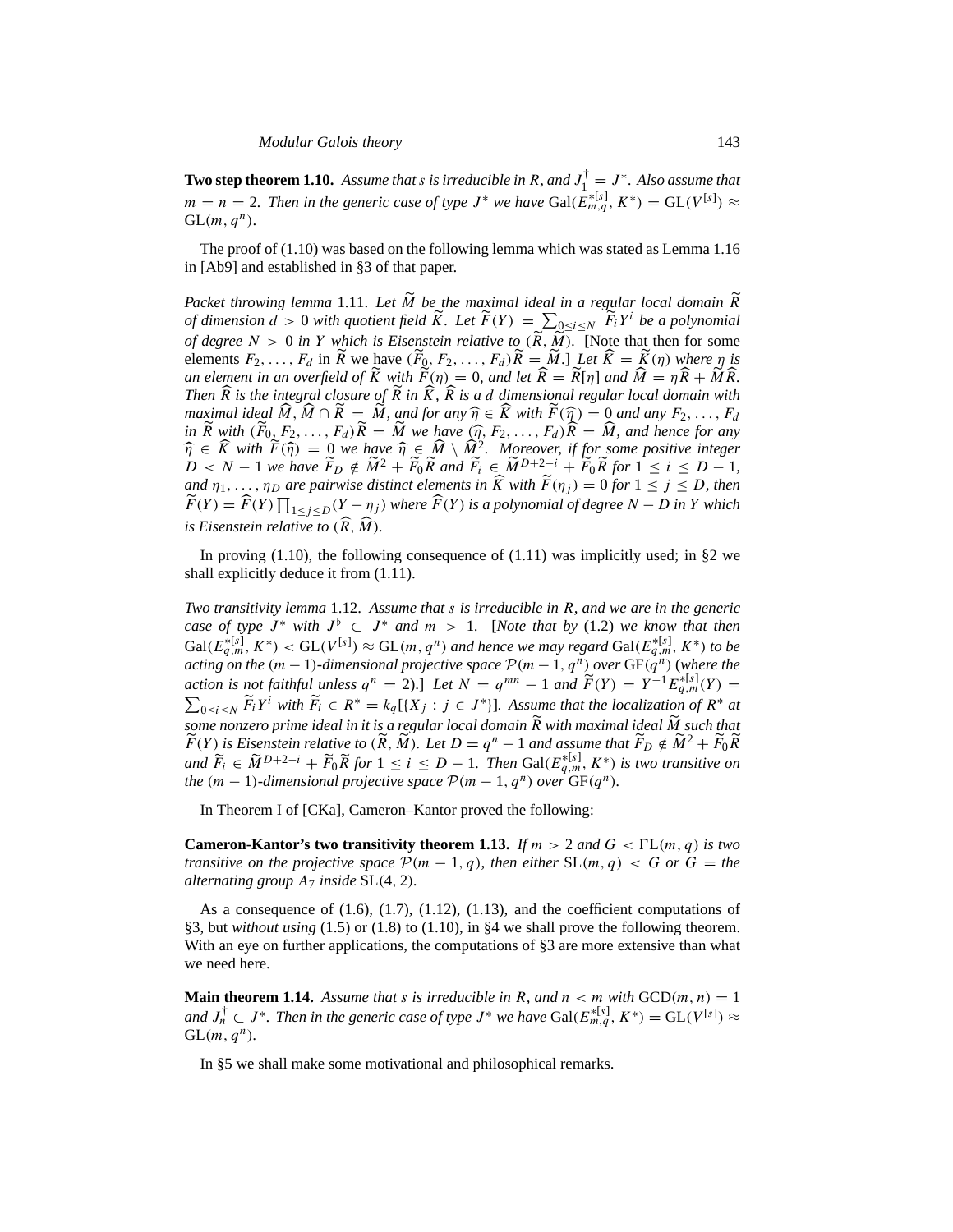**Two step theorem 1.10.** *Assume that $s$ is irreducible in $R$, and $J_1^\dagger = J^*$. Also assume that $m = n = 2$. Then in the generic case of type $J^*$ we have $\mathrm{Gal}(E_{m,q}^{*[s]}, K^*) = \mathrm{GL}(V^{[s]}) \approx \mathrm{GL}(m, q^n)$.*

The proof of (1.10) was based on the following lemma which was stated as Lemma 1.16 in [Ab9] and established in §3 of that paper.

*Packet throwing lemma* 1.11. *Let $\widetilde{M}$ be the maximal ideal in a regular local domain $\widetilde{R}$ of dimension $d > 0$ with quotient field $\widetilde{K}$. Let $\widetilde{F}(Y) = \sum_{0 \le i \le N} \widetilde{F}_i Y^i$ be a polynomial of degree $N > 0$ in $Y$ which is Eisenstein relative to $(\widetilde{R}, \widetilde{M})$.* [Note that then for some elements $F_2, \ldots, F_d$ in $\widetilde{R}$ we have $(\widetilde{F}_0, F_2, \ldots, F_d)\widetilde{R} = \widetilde{M}$.] *Let $\widehat{K} = \widetilde{K}(\eta)$ where $\eta$ is an element in an overfield of $\widetilde{K}$ with $\widetilde{F}(\eta) = 0$, and let $\widehat{R} = \widetilde{R}[\eta]$ and $\widehat{M} = \eta\widehat{R} + \widetilde{M}\widehat{R}$. Then $\widehat{R}$ is the integral closure of $\widetilde{R}$ in $\widehat{K}$, $\widehat{R}$ is a $d$ dimensional regular local domain with maximal ideal $\widehat{M}$, $\widehat{M} \cap \widetilde{R} = \widetilde{M}$, and for any $\widehat{\eta} \in \widehat{K}$ with $\widetilde{F}(\widehat{\eta}) = 0$ and any $F_2, \ldots, F_d$ in $\widetilde{R}$ with $(\widetilde{F}_0, F_2, \ldots, F_d)\widetilde{R} = \widetilde{M}$ we have $(\widehat{\eta}, F_2, \ldots, F_d)\widehat{R} = \widehat{M}$, and hence for any $\widehat{\eta} \in \widehat{K}$ with $\widetilde{F}(\widehat{\eta}) = 0$ we have $\widehat{\eta} \in \widehat{M} \setminus \widehat{M}^2$. Moreover, if for some positive integer $D < N - 1$ we have $\widetilde{F}_D \notin \widetilde{M}^2 + \widetilde{F}_0\widetilde{R}$ and $\widetilde{F}_i \in \widetilde{M}^{D+2-i} + \widetilde{F}_0\widetilde{R}$ for $1 \le i \le D-1$, and $\eta_1, \ldots, \eta_D$ are pairwise distinct elements in $\widehat{K}$ with $\widetilde{F}(\eta_j) = 0$ for $1 \le j \le D$, then $\widetilde{F}(Y) = \widehat{F}(Y)\prod_{1 \le j \le D}(Y - \eta_j)$ where $\widehat{F}(Y)$ is a polynomial of degree $N - D$ in $Y$ which is Eisenstein relative to $(\widehat{R}, \widehat{M})$.*

In proving (1.10), the following consequence of (1.11) was implicitly used; in §2 we shall explicitly deduce it from (1.11).

*Two transitivity lemma* 1.12. *Assume that $s$ is irreducible in $R$, and we are in the generic case of type $J^*$ with $J^\flat \subset J^*$ and $m > 1$.* [*Note that by* (1.2) *we know that then $\mathrm{Gal}(E_{q,m}^{*[s]}, K^*) < \mathrm{GL}(V^{[s]}) \approx \mathrm{GL}(m, q^n)$ and hence we may regard $\mathrm{Gal}(E_{q,m}^{*[s]}, K^*)$ to be acting on the $(m-1)$-dimensional projective space $\mathcal{P}(m-1, q^n)$ over $\mathrm{GF}(q^n)$ (where the action is not faithful unless $q^n = 2$).*] *Let $N = q^{mn} - 1$ and $\widetilde{F}(Y) = Y^{-1}E_{q,m}^{*[s]}(Y) = \sum_{0 \le i \le N} \widetilde{F}_i Y^i$ with $\widetilde{F}_i \in R^* = k_q[\{X_j : j \in J^*\}]$. Assume that the localization of $R^*$ at some nonzero prime ideal in it is a regular local domain $\widetilde{R}$ with maximal ideal $\widetilde{M}$ such that $\widetilde{F}(Y)$ is Eisenstein relative to $(\widetilde{R}, \widetilde{M})$. Let $D = q^n - 1$ and assume that $\widetilde{F}_D \notin \widetilde{M}^2 + \widetilde{F}_0\widetilde{R}$ and $\widetilde{F}_i \in \widetilde{M}^{D+2-i} + \widetilde{F}_0\widetilde{R}$ for $1 \le i \le D-1$. Then $\mathrm{Gal}(E_{q,m}^{*[s]}, K^*)$ is two transitive on the $(m-1)$-dimensional projective space $\mathcal{P}(m-1, q^n)$ over $\mathrm{GF}(q^n)$.*

In Theorem I of [CKa], Cameron–Kantor proved the following:

**Cameron-Kantor's two transitivity theorem 1.13.** *If $m > 2$ and $G < \Gamma\mathrm{L}(m, q)$ is two transitive on the projective space $\mathcal{P}(m-1, q)$, then either $\mathrm{SL}(m, q) < G$ or $G =$ the alternating group $A_7$ inside $\mathrm{SL}(4, 2)$.*

As a consequence of (1.6), (1.7), (1.12), (1.13), and the coefficient computations of §3, but *without using* (1.5) or (1.8) to (1.10), in §4 we shall prove the following theorem. With an eye on further applications, the computations of §3 are more extensive than what we need here.

**Main theorem 1.14.** *Assume that $s$ is irreducible in $R$, and $n < m$ with $\mathrm{GCD}(m, n) = 1$ and $J_n^\dagger \subset J^*$. Then in the generic case of type $J^*$ we have $\mathrm{Gal}(E_{m,q}^{*[s]}, K^*) = \mathrm{GL}(V^{[s]}) \approx \mathrm{GL}(m, q^n)$.*

In §5 we shall make some motivational and philosophical remarks.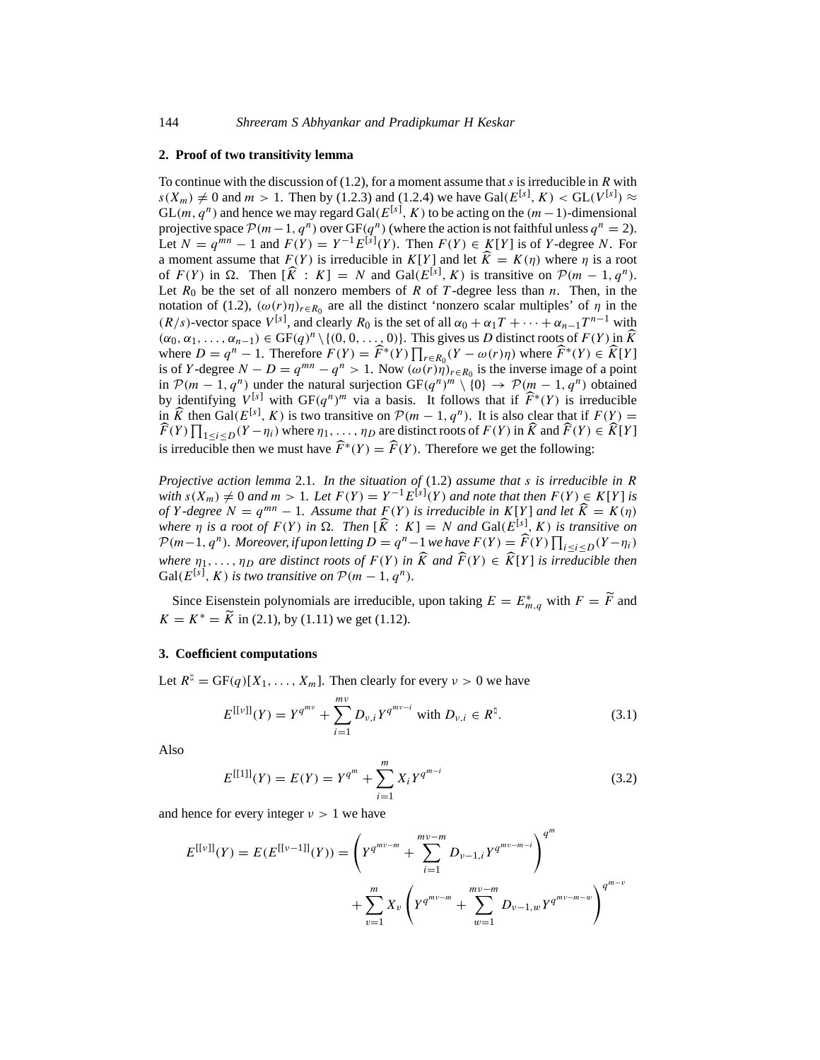## 2. Proof of two transitivity lemma

To continue with the discussion of (1.2), for a moment assume that $s$ is irreducible in $R$ with $s(X_m) \neq 0$ and $m > 1$. Then by (1.2.3) and (1.2.4) we have $\mathrm{Gal}(E^{[s]}, K) < \mathrm{GL}(V^{[s]}) \approx \mathrm{GL}(m, q^n)$ and hence we may regard $\mathrm{Gal}(E^{[s]}, K)$ to be acting on the $(m-1)$-dimensional projective space $\mathcal{P}(m-1, q^n)$ over $\mathrm{GF}(q^n)$ (where the action is not faithful unless $q^n = 2$). Let $N = q^{mn} - 1$ and $F(Y) = Y^{-1}E^{[s]}(Y)$. Then $F(Y) \in K[Y]$ is of $Y$-degree $N$. For a moment assume that $F(Y)$ is irreducible in $K[Y]$ and let $\widehat{K} = K(\eta)$ where $\eta$ is a root of $F(Y)$ in $\Omega$. Then $[\widehat{K} : K] = N$ and $\mathrm{Gal}(E^{[s]}, K)$ is transitive on $\mathcal{P}(m-1, q^n)$. Let $R_0$ be the set of all nonzero members of $R$ of $T$-degree less than $n$. Then, in the notation of (1.2), $(\omega(r)\eta)_{r \in R_0}$ are all the distinct 'nonzero scalar multiples' of $\eta$ in the $(R/s)$-vector space $V^{[s]}$, and clearly $R_0$ is the set of all $\alpha_0 + \alpha_1 T + \cdots + \alpha_{n-1}T^{n-1}$ with $(\alpha_0, \alpha_1, \ldots, \alpha_{n-1}) \in \mathrm{GF}(q)^n \setminus \{(0, 0, \ldots, 0)\}$. This gives us $D$ distinct roots of $F(Y)$ in $\widehat{K}$ where $D = q^n - 1$. Therefore $F(Y) = \widehat{F}^*(Y) \prod_{r \in R_0}(Y - \omega(r)\eta)$ where $\widehat{F}^*(Y) \in \widehat{K}[Y]$ is of $Y$-degree $N - D = q^{mn} - q^n > 1$. Now $(\omega(r)\eta)_{r \in R_0}$ is the inverse image of a point in $\mathcal{P}(m-1, q^n)$ under the natural surjection $\mathrm{GF}(q^n)^m \setminus \{0\} \to \mathcal{P}(m-1, q^n)$ obtained by identifying $V^{[s]}$ with $\mathrm{GF}(q^n)^m$ via a basis. It follows that if $\widehat{F}^*(Y)$ is irreducible in $\widehat{K}$ then $\mathrm{Gal}(E^{[s]}, K)$ is two transitive on $\mathcal{P}(m-1, q^n)$. It is also clear that if $F(Y) = \widehat{F}(Y) \prod_{1 \leq i \leq D}(Y - \eta_i)$ where $\eta_1, \ldots, \eta_D$ are distinct roots of $F(Y)$ in $\widehat{K}$ and $\widehat{F}(Y) \in \widehat{K}[Y]$ is irreducible then we must have $\widehat{F}^*(Y) = \widehat{F}(Y)$. Therefore we get the following:

*Projective action lemma* 2.1. *In the situation of* (1.2) *assume that $s$ is irreducible in $R$ with $s(X_m) \neq 0$ and $m > 1$. Let $F(Y) = Y^{-1}E^{[s]}(Y)$ and note that then $F(Y) \in K[Y]$ is of $Y$-degree $N = q^{mn} - 1$. Assume that $F(Y)$ is irreducible in $K[Y]$ and let $\widehat{K} = K(\eta)$ where $\eta$ is a root of $F(Y)$ in $\Omega$. Then $[\widehat{K} : K] = N$ and $\mathrm{Gal}(E^{[s]}, K)$ is transitive on $\mathcal{P}(m-1, q^n)$. Moreover, if upon letting $D = q^n - 1$ we have $F(Y) = \widehat{F}(Y) \prod_{i \leq i \leq D}(Y - \eta_i)$ where $\eta_1, \ldots, \eta_D$ are distinct roots of $F(Y)$ in $\widehat{K}$ and $\widehat{F}(Y) \in \widehat{K}[Y]$ is irreducible then $\mathrm{Gal}(E^{[s]}, K)$ is two transitive on $\mathcal{P}(m-1, q^n)$.*

Since Eisenstein polynomials are irreducible, upon taking $E = E^*_{m,q}$ with $F = \widetilde{F}$ and $K = K^* = \widetilde{K}$ in (2.1), by (1.11) we get (1.12).

## 3. Coefficient computations

Let $R^\natural = \mathrm{GF}(q)[X_1, \ldots, X_m]$. Then clearly for every $\nu > 0$ we have

$$E^{[[\nu]]}(Y) = Y^{q^{m\nu}} + \sum_{i=1}^{m\nu} D_{\nu,i} Y^{q^{m\nu - i}} \text{ with } D_{\nu,i} \in R^\natural. \tag{3.1}$$

Also

$$E^{[[1]]}(Y) = E(Y) = Y^{q^m} + \sum_{i=1}^{m} X_i Y^{q^{m-i}} \tag{3.2}$$

and hence for every integer $\nu > 1$ we have

$$E^{[[\nu]]}(Y) = E(E^{[[\nu-1]]}(Y)) = \left( Y^{q^{m\nu-m}} + \sum_{i=1}^{m\nu-m} D_{\nu-1,i} Y^{q^{m\nu-m-i}} \right)^{q^m} + \sum_{v=1}^{m} X_v \left( Y^{q^{m\nu-m}} + \sum_{w=1}^{m\nu-m} D_{\nu-1,w} Y^{q^{m\nu-m-w}} \right)^{q^{m-v}}$$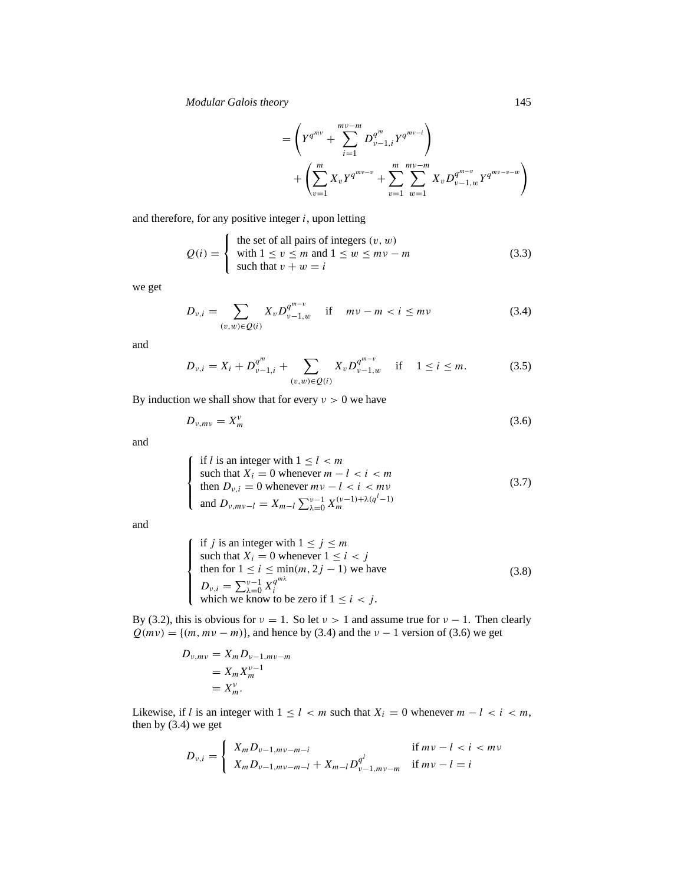$$
\begin{aligned}
&= \left( Y^{q^{m\nu}} + \sum_{i=1}^{m\nu-m} D_{\nu-1,i}^{q^m} Y^{q^{m\nu-i}} \right) \\
&\quad + \left( \sum_{v=1}^{m} X_v Y^{q^{m\nu-v}} + \sum_{v=1}^{m} \sum_{w=1}^{m\nu-m} X_v D_{\nu-1,w}^{q^{m-v}} Y^{q^{m\nu-v-w}} \right)
\end{aligned}
$$

and therefore, for any positive integer $i$, upon letting

$$
Q(i) = \begin{cases} \text{the set of all pairs of integers } (v,w) \\ \text{with } 1 \le v \le m \text{ and } 1 \le w \le m\nu - m \\ \text{such that } v + w = i \end{cases} \tag{3.3}
$$

we get

$$
D_{\nu,i} = \sum_{(v,w)\in Q(i)} X_v D_{\nu-1,w}^{q^{m-v}} \quad \text{if} \quad m\nu - m < i \le m\nu \tag{3.4}
$$

and

$$
D_{\nu,i} = X_i + D_{\nu-1,i}^{q^m} + \sum_{(v,w)\in Q(i)} X_v D_{\nu-1,w}^{q^{m-v}} \quad \text{if} \quad 1 \le i \le m. \tag{3.5}
$$

By induction we shall show that for every $\nu > 0$ we have

$$
D_{\nu,m\nu} = X_m^{\nu} \tag{3.6}
$$

and

$$
\begin{cases} \text{if } l \text{ is an integer with } 1 \le l < m \\ \text{such that } X_i = 0 \text{ whenever } m - l < i < m \\ \text{then } D_{\nu,i} = 0 \text{ whenever } m\nu - l < i < m\nu \\ \text{and } D_{\nu,m\nu-l} = X_{m-l} \sum_{\lambda=0}^{\nu-1} X_m^{(\nu-1)+\lambda(q^l-1)} \end{cases} \tag{3.7}
$$

and

$$
\begin{cases} \text{if } j \text{ is an integer with } 1 \le j \le m \\ \text{such that } X_i = 0 \text{ whenever } 1 \le i < j \\ \text{then for } 1 \le i \le \min(m, 2j-1) \text{ we have} \\ D_{\nu,i} = \sum_{\lambda=0}^{\nu-1} X_i^{q^{m\lambda}} \\ \text{which we know to be zero if } 1 \le i < j. \end{cases} \tag{3.8}
$$

By (3.2), this is obvious for $\nu = 1$. So let $\nu > 1$ and assume true for $\nu - 1$. Then clearly $Q(m\nu) = \{(m, m\nu - m)\}$, and hence by (3.4) and the $\nu - 1$ version of (3.6) we get

$$
\begin{aligned}
D_{\nu,m\nu} &= X_m D_{\nu-1,m\nu-m} \\
&= X_m X_m^{\nu-1} \\
&= X_m^{\nu}.
\end{aligned}
$$

Likewise, if $l$ is an integer with $1 \le l < m$ such that $X_i = 0$ whenever $m - l < i < m$, then by (3.4) we get

$$
D_{\nu,i} = \begin{cases} X_m D_{\nu-1,m\nu-m-i} & \text{if } m\nu - l < i < m\nu \\ X_m D_{\nu-1,m\nu-m-l} + X_{m-l} D_{\nu-1,m\nu-m}^{q^l} & \text{if } m\nu - l = i \end{cases}
$$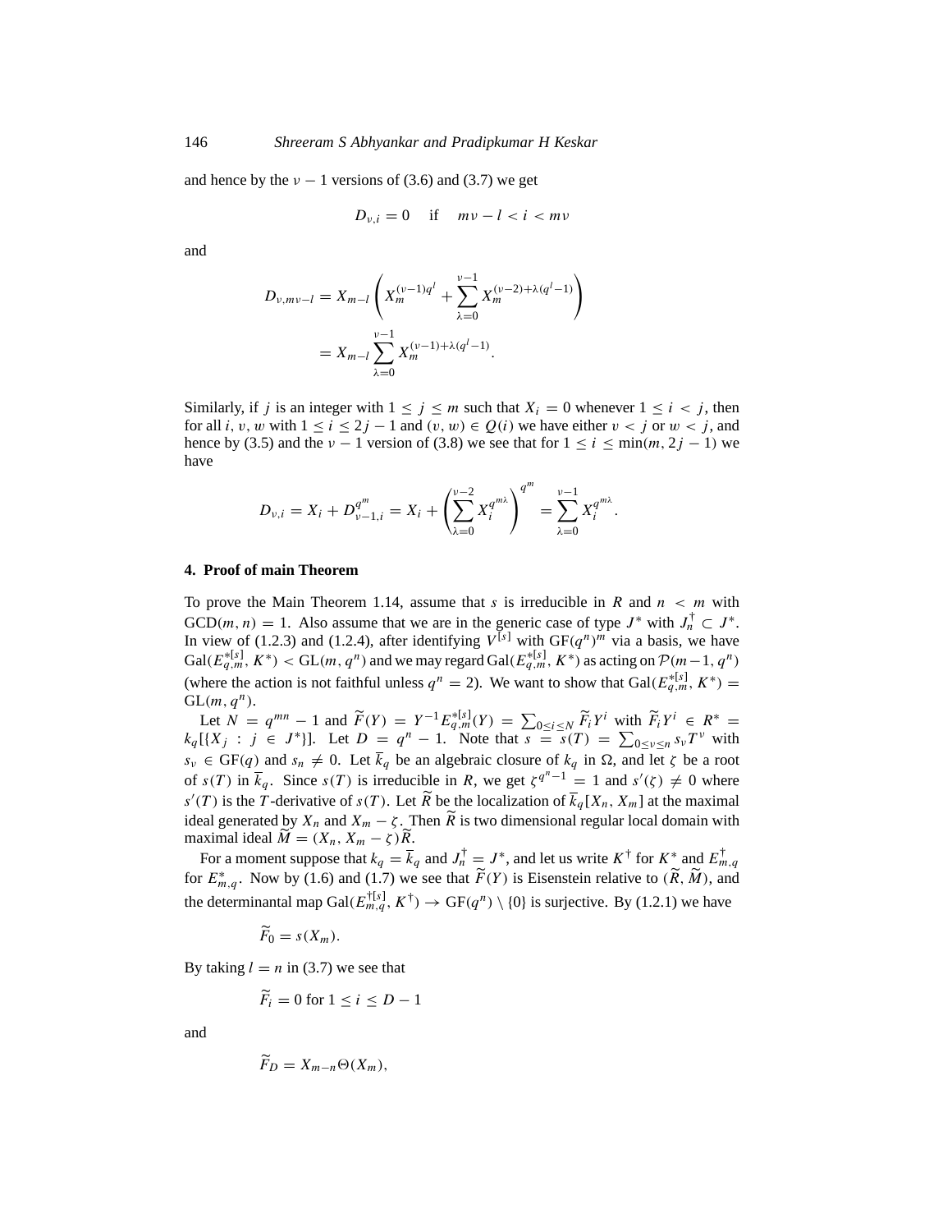and hence by the $\nu - 1$ versions of (3.6) and (3.7) we get

$$D_{\nu,i} = 0 \quad \text{if} \quad m\nu - l < i < m\nu$$

and

$$\begin{aligned} D_{\nu,m\nu-l} &= X_{m-l}\left(X_m^{(\nu-1)q^l} + \sum_{\lambda=0}^{\nu-1} X_m^{(\nu-2)+\lambda(q^l-1)}\right) \\ &= X_{m-l}\sum_{\lambda=0}^{\nu-1} X_m^{(\nu-1)+\lambda(q^l-1)}. \end{aligned}$$

Similarly, if $j$ is an integer with $1 \leq j \leq m$ such that $X_i = 0$ whenever $1 \leq i < j$, then for all $i, v, w$ with $1 \leq i \leq 2j-1$ and $(v, w) \in Q(i)$ we have either $v < j$ or $w < j$, and hence by (3.5) and the $\nu - 1$ version of (3.8) we see that for $1 \leq i \leq \min(m, 2j-1)$ we have

$$D_{\nu,i} = X_i + D_{\nu-1,i}^{q^m} = X_i + \left(\sum_{\lambda=0}^{\nu-2} X_i^{q^{m\lambda}}\right)^{q^m} = \sum_{\lambda=0}^{\nu-1} X_i^{q^{m\lambda}}.$$

## 4. Proof of main Theorem

To prove the Main Theorem 1.14, assume that $s$ is irreducible in $R$ and $n < m$ with $\text{GCD}(m, n) = 1$. Also assume that we are in the generic case of type $J^*$ with $J_n^\dagger \subset J^*$. In view of (1.2.3) and (1.2.4), after identifying $V^{[s]}$ with $\text{GF}(q^n)^m$ via a basis, we have $\text{Gal}(E_{q,m}^{*[s]}, K^*) < \text{GL}(m, q^n)$ and we may regard $\text{Gal}(E_{q,m}^{*[s]}, K^*)$ as acting on $\mathcal{P}(m-1, q^n)$ (where the action is not faithful unless $q^n = 2$). We want to show that $\text{Gal}(E_{q,m}^{*[s]}, K^*) = \text{GL}(m, q^n)$.

Let $N = q^{mn} - 1$ and $\widetilde{F}(Y) = Y^{-1}E_{q,m}^{*[s]}(Y) = \sum_{0 \leq i \leq N} \widetilde{F}_i Y^i$ with $\widetilde{F}_i Y^i \in R^* = k_q[\{X_j : j \in J^*\}]$. Let $D = q^n - 1$. Note that $s = s(T) = \sum_{0 \leq \nu \leq n} s_\nu T^\nu$ with $s_\nu \in \text{GF}(q)$ and $s_n \neq 0$. Let $\overline{k}_q$ be an algebraic closure of $k_q$ in $\Omega$, and let $\zeta$ be a root of $s(T)$ in $\overline{k}_q$. Since $s(T)$ is irreducible in $R$, we get $\zeta^{q^n-1} = 1$ and $s'(\zeta) \neq 0$ where $s'(T)$ is the $T$-derivative of $s(T)$. Let $\widetilde{R}$ be the localization of $\overline{k}_q[X_n, X_m]$ at the maximal ideal generated by $X_n$ and $X_m - \zeta$. Then $\widetilde{R}$ is two dimensional regular local domain with maximal ideal $\widetilde{M} = (X_n, X_m - \zeta)\widetilde{R}$.

For a moment suppose that $k_q = \overline{k}_q$ and $J_n^\dagger = J^*$, and let us write $K^\dagger$ for $K^*$ and $E_{m,q}^\dagger$ for $E_{m,q}^*$. Now by (1.6) and (1.7) we see that $\widetilde{F}(Y)$ is Eisenstein relative to $(\widetilde{R}, \widetilde{M})$, and the determinantal map $\text{Gal}(E_{m,q}^{\dagger[s]}, K^\dagger) \to \text{GF}(q^n) \setminus \{0\}$ is surjective. By (1.2.1) we have

$$\widetilde{F}_0 = s(X_m).$$

By taking $l = n$ in (3.7) we see that

$$\widetilde{F}_i = 0 \text{ for } 1 \leq i \leq D-1$$

and

$$\widetilde{F}_D = X_{m-n}\Theta(X_m),$$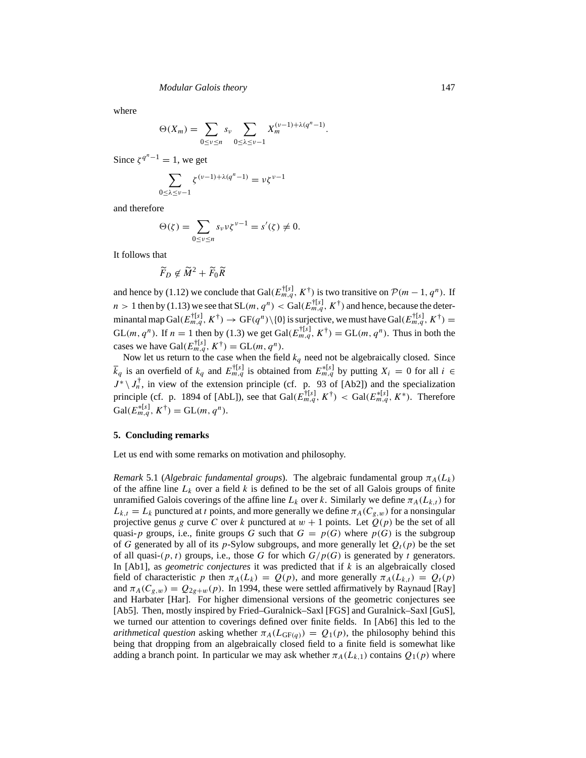where

$$\Theta(X_m) = \sum_{0\le\nu\le n} s_\nu \sum_{0\le\lambda\le\nu-1} X_m^{(\nu-1)+\lambda(q^n-1)}.$$

Since $\zeta^{q^n-1} = 1$, we get

$$\sum_{0\le\lambda\le\nu-1} \zeta^{(\nu-1)+\lambda(q^n-1)} = \nu\zeta^{\nu-1}$$

and therefore

$$\Theta(\zeta) = \sum_{0\le\nu\le n} s_\nu \nu\zeta^{\nu-1} = s'(\zeta) \neq 0.$$

It follows that

$$\widetilde{F}_D \notin \widetilde{M}^2 + \widetilde{F}_0\widetilde{R}$$

and hence by (1.12) we conclude that $\mathrm{Gal}(E_{m,q}^{\dagger[s]}, K^\dagger)$ is two transitive on $\mathcal{P}(m-1, q^n)$. If $n > 1$ then by (1.13) we see that $\mathrm{SL}(m, q^n) < \mathrm{Gal}(E_{m,q}^{\dagger[s]}, K^\dagger)$ and hence, because the determinantal map $\mathrm{Gal}(E_{m,q}^{\dagger[s]}, K^\dagger) \to \mathrm{GF}(q^n)\setminus\{0\}$ is surjective, we must have $\mathrm{Gal}(E_{m,q}^{\dagger[s]}, K^\dagger) = \mathrm{GL}(m, q^n)$. If $n = 1$ then by (1.3) we get $\mathrm{Gal}(E_{m,q}^{\dagger[s]}, K^\dagger) = \mathrm{GL}(m, q^n)$. Thus in both the cases we have $\mathrm{Gal}(E_{m,q}^{\dagger[s]}, K^\dagger) = \mathrm{GL}(m, q^n)$.

Now let us return to the case when the field $k_q$ need not be algebraically closed. Since $\overline{k}_q$ is an overfield of $k_q$ and $E_{m,q}^{\dagger[s]}$ is obtained from $E_{m,q}^{*[s]}$ by putting $X_i = 0$ for all $i \in J^* \setminus J_n^\dagger$, in view of the extension principle (cf. p. 93 of [Ab2]) and the specialization principle (cf. p. 1894 of [AbL]), see that $\mathrm{Gal}(E_{m,q}^{\dagger[s]}, K^\dagger) < \mathrm{Gal}(E_{m,q}^{*[s]}, K^*)$. Therefore $\mathrm{Gal}(E_{m,q}^{*[s]}, K^\dagger) = \mathrm{GL}(m, q^n)$.

## 5. Concluding remarks

Let us end with some remarks on motivation and philosophy.

*Remark* 5.1 (*Algebraic fundamental groups*). The algebraic fundamental group $\pi_A(L_k)$ of the affine line $L_k$ over a field $k$ is defined to be the set of all Galois groups of finite unramified Galois coverings of the affine line $L_k$ over $k$. Similarly we define $\pi_A(L_{k,t})$ for $L_{k,t} = L_k$ punctured at $t$ points, and more generally we define $\pi_A(C_{g,w})$ for a nonsingular projective genus $g$ curve $C$ over $k$ punctured at $w + 1$ points. Let $Q(p)$ be the set of all quasi-$p$ groups, i.e., finite groups $G$ such that $G = p(G)$ where $p(G)$ is the subgroup of $G$ generated by all of its $p$-Sylow subgroups, and more generally let $Q_t(p)$ be the set of all quasi-$(p,t)$ groups, i.e., those $G$ for which $G/p(G)$ is generated by $t$ generators. In [Ab1], as *geometric conjectures* it was predicted that if $k$ is an algebraically closed field of characteristic $p$ then $\pi_A(L_k) = Q(p)$, and more generally $\pi_A(L_{k,t}) = Q_t(p)$ and $\pi_A(C_{g,w}) = Q_{2g+w}(p)$. In 1994, these were settled affirmatively by Raynaud [Ray] and Harbater [Har]. For higher dimensional versions of the geometric conjectures see [Ab5]. Then, mostly inspired by Fried–Guralnick–Saxl [FGS] and Guralnick–Saxl [GuS], we turned our attention to coverings defined over finite fields. In [Ab6] this led to the *arithmetical question* asking whether $\pi_A(L_{\mathrm{GF}(q)}) = Q_1(p)$, the philosophy behind this being that dropping from an algebraically closed field to a finite field is somewhat like adding a branch point. In particular we may ask whether $\pi_A(L_{k,1})$ contains $Q_1(p)$ where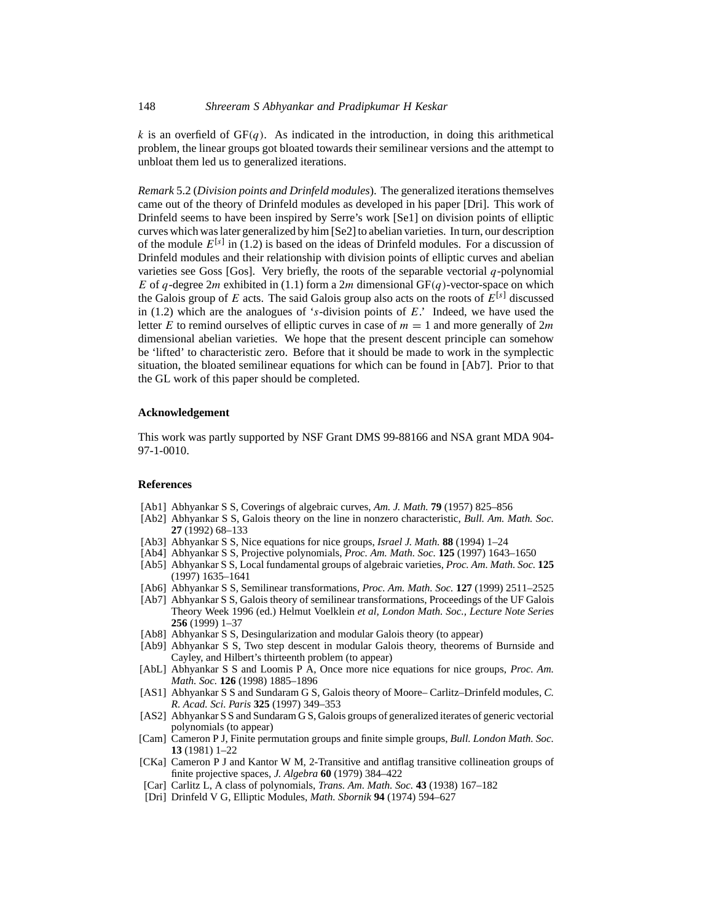$k$ is an overfield of $\mathrm{GF}(q)$. As indicated in the introduction, in doing this arithmetical problem, the linear groups got bloated towards their semilinear versions and the attempt to unbloat them led us to generalized iterations.

*Remark* 5.2 (*Division points and Drinfeld modules*). The generalized iterations themselves came out of the theory of Drinfeld modules as developed in his paper [Dri]. This work of Drinfeld seems to have been inspired by Serre's work [Se1] on division points of elliptic curves which was later generalized by him [Se2] to abelian varieties. In turn, our description of the module $E^{[s]}$ in (1.2) is based on the ideas of Drinfeld modules. For a discussion of Drinfeld modules and their relationship with division points of elliptic curves and abelian varieties see Goss [Gos]. Very briefly, the roots of the separable vectorial $q$-polynomial $E$ of $q$-degree $2m$ exhibited in (1.1) form a $2m$ dimensional $\mathrm{GF}(q)$-vector-space on which the Galois group of $E$ acts. The said Galois group also acts on the roots of $E^{[s]}$ discussed in (1.2) which are the analogues of '$s$-division points of $E$.' Indeed, we have used the letter $E$ to remind ourselves of elliptic curves in case of $m = 1$ and more generally of $2m$ dimensional abelian varieties. We hope that the present descent principle can somehow be 'lifted' to characteristic zero. Before that it should be made to work in the symplectic situation, the bloated semilinear equations for which can be found in [Ab7]. Prior to that the GL work of this paper should be completed.

## Acknowledgement

This work was partly supported by NSF Grant DMS 99-88166 and NSA grant MDA 904-97-1-0010.

## References

- [Ab1] Abhyankar S S, Coverings of algebraic curves, *Am. J. Math.* **79** (1957) 825–856
- [Ab2] Abhyankar S S, Galois theory on the line in nonzero characteristic, *Bull. Am. Math. Soc.* **27** (1992) 68–133
- [Ab3] Abhyankar S S, Nice equations for nice groups, *Israel J. Math.* **88** (1994) 1–24
- [Ab4] Abhyankar S S, Projective polynomials, *Proc. Am. Math. Soc.* **125** (1997) 1643–1650
- [Ab5] Abhyankar S S, Local fundamental groups of algebraic varieties, *Proc. Am. Math. Soc.* **125** (1997) 1635–1641
- [Ab6] Abhyankar S S, Semilinear transformations, *Proc. Am. Math. Soc.* **127** (1999) 2511–2525
- [Ab7] Abhyankar S S, Galois theory of semilinear transformations, Proceedings of the UF Galois Theory Week 1996 (ed.) Helmut Voelklein *et al, London Math. Soc., Lecture Note Series* **256** (1999) 1–37
- [Ab8] Abhyankar S S, Desingularization and modular Galois theory (to appear)
- [Ab9] Abhyankar S S, Two step descent in modular Galois theory, theorems of Burnside and Cayley, and Hilbert's thirteenth problem (to appear)
- [AbL] Abhyankar S S and Loomis P A, Once more nice equations for nice groups, *Proc. Am. Math. Soc.* **126** (1998) 1885–1896
- [AS1] Abhyankar S S and Sundaram G S, Galois theory of Moore– Carlitz–Drinfeld modules, *C. R. Acad. Sci. Paris* **325** (1997) 349–353
- [AS2] Abhyankar S S and Sundaram G S, Galois groups of generalized iterates of generic vectorial polynomials (to appear)
- [Cam] Cameron P J, Finite permutation groups and finite simple groups, *Bull. London Math. Soc.* **13** (1981) 1–22
- [CKa] Cameron P J and Kantor W M, 2-Transitive and antiflag transitive collineation groups of finite projective spaces, *J. Algebra* **60** (1979) 384–422
- [Car] Carlitz L, A class of polynomials, *Trans. Am. Math. Soc.* **43** (1938) 167–182
- [Dri] Drinfeld V G, Elliptic Modules, *Math. Sbornik* **94** (1974) 594–627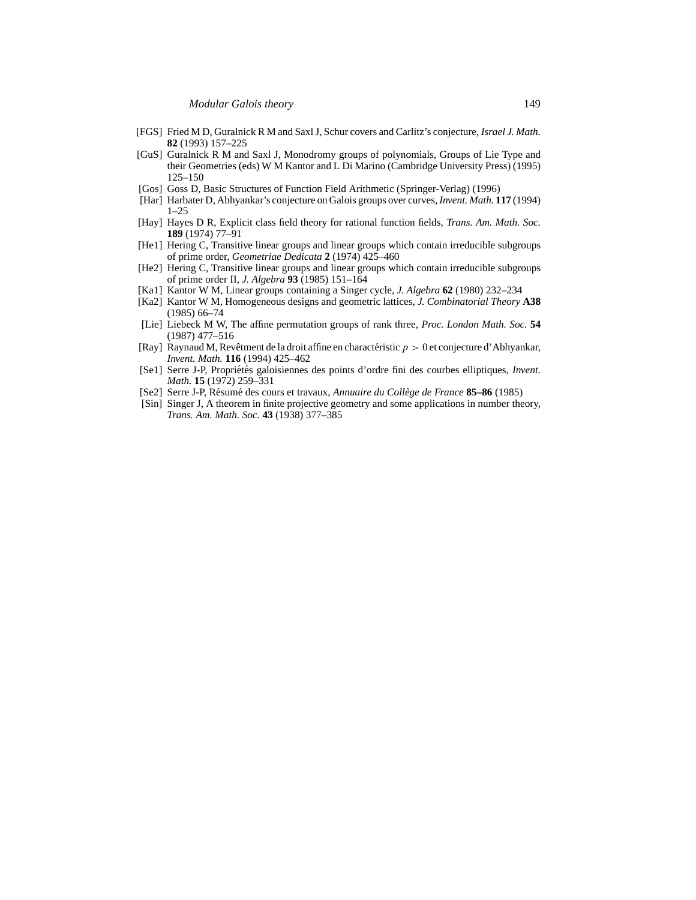[FGS] Fried M D, Guralnick R M and Saxl J, Schur covers and Carlitz's conjecture, *Israel J. Math.* **82** (1993) 157–225

[GuS] Guralnick R M and Saxl J, Monodromy groups of polynomials, Groups of Lie Type and their Geometries (eds) W M Kantor and L Di Marino (Cambridge University Press) (1995) 125–150

[Gos] Goss D, Basic Structures of Function Field Arithmetic (Springer-Verlag) (1996)

[Har] Harbater D, Abhyankar's conjecture on Galois groups over curves, *Invent. Math.* **117** (1994) 1–25

[Hay] Hayes D R, Explicit class field theory for rational function fields, *Trans. Am. Math. Soc.* **189** (1974) 77–91

[He1] Hering C, Transitive linear groups and linear groups which contain irreducible subgroups of prime order, *Geometriae Dedicata* **2** (1974) 425–460

[He2] Hering C, Transitive linear groups and linear groups which contain irreducible subgroups of prime order II, *J. Algebra* **93** (1985) 151–164

[Ka1] Kantor W M, Linear groups containing a Singer cycle, *J. Algebra* **62** (1980) 232–234

[Ka2] Kantor W M, Homogeneous designs and geometric lattices, *J. Combinatorial Theory* **A38** (1985) 66–74

[Lie] Liebeck M W, The affine permutation groups of rank three, *Proc. London Math. Soc.* **54** (1987) 477–516

[Ray] Raynaud M, Revêtment de la droit affine en charactéristic $p > 0$ et conjecture d'Abhyankar, *Invent. Math.* **116** (1994) 425–462

[Se1] Serre J-P, Propriétés galoisiennes des points d'ordre fini des courbes elliptiques, *Invent. Math.* **15** (1972) 259–331

[Se2] Serre J-P, Résumé des cours et travaux, *Annuaire du Collège de France* **85–86** (1985)

[Sin] Singer J, A theorem in finite projective geometry and some applications in number theory, *Trans. Am. Math. Soc.* **43** (1938) 377–385